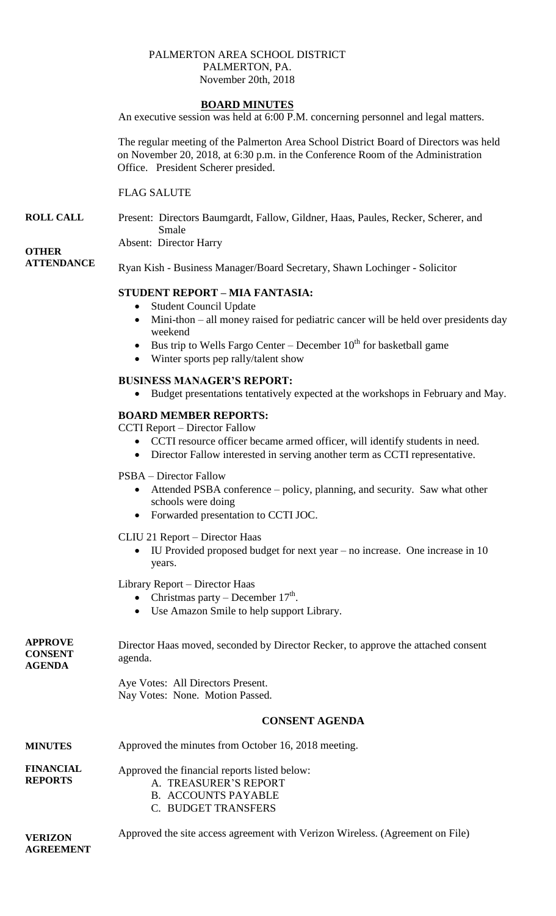PALMERTON AREA SCHOOL DISTRICT
PALMERTON, PA.
November 20th, 2018

**BOARD MINUTES**

An executive session was held at 6:00 P.M. concerning personnel and legal matters.

The regular meeting of the Palmerton Area School District Board of Directors was held on November 20, 2018, at 6:30 p.m. in the Conference Room of the Administration Office. President Scherer presided.

FLAG SALUTE

**ROLL CALL**

Present: Directors Baumgardt, Fallow, Gildner, Haas, Paules, Recker, Scherer, and Smale

Absent: Director Harry

**OTHER ATTENDANCE**

Ryan Kish - Business Manager/Board Secretary, Shawn Lochinger - Solicitor

**STUDENT REPORT – MIA FANTASIA:**

- Student Council Update
- Mini-thon – all money raised for pediatric cancer will be held over presidents day weekend
- Bus trip to Wells Fargo Center – December 10th for basketball game
- Winter sports pep rally/talent show

**BUSINESS MANAGER'S REPORT:**

- Budget presentations tentatively expected at the workshops in February and May.

**BOARD MEMBER REPORTS:**

CCTI Report – Director Fallow

- CCTI resource officer became armed officer, will identify students in need.
- Director Fallow interested in serving another term as CCTI representative.

PSBA – Director Fallow

- Attended PSBA conference – policy, planning, and security. Saw what other schools were doing
- Forwarded presentation to CCTI JOC.

CLIU 21 Report – Director Haas

- IU Provided proposed budget for next year – no increase. One increase in 10 years.

Library Report – Director Haas

- Christmas party – December 17th.
- Use Amazon Smile to help support Library.

**APPROVE CONSENT AGENDA**

Director Haas moved, seconded by Director Recker, to approve the attached consent agenda.

Aye Votes: All Directors Present.
Nay Votes: None. Motion Passed.

**CONSENT AGENDA**

**MINUTES**

Approved the minutes from October 16, 2018 meeting.

**FINANCIAL REPORTS**

Approved the financial reports listed below:

A. TREASURER'S REPORT
B. ACCOUNTS PAYABLE
C. BUDGET TRANSFERS

**VERIZON AGREEMENT**

Approved the site access agreement with Verizon Wireless. (Agreement on File)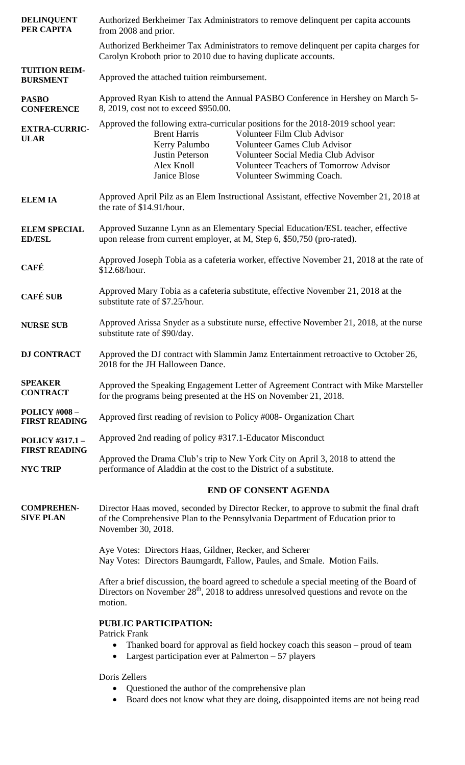**DELINQUENT PER CAPITA** Authorized Berkheimer Tax Administrators to remove delinquent per capita accounts from 2008 and prior.

Authorized Berkheimer Tax Administrators to remove delinquent per capita charges for Carolyn Kroboth prior to 2010 due to having duplicate accounts.

**TUITION REIM-BURSMENT** Approved the attached tuition reimbursement.

**PASBO CONFERENCE** Approved Ryan Kish to attend the Annual PASBO Conference in Hershey on March 5-8, 2019, cost not to exceed $950.00.

**EXTRA-CURRIC-ULAR** Approved the following extra-curricular positions for the 2018-2019 school year:

| | |
|---|---|
| Brent Harris | Volunteer Film Club Advisor |
| Kerry Palumbo | Volunteer Games Club Advisor |
| Justin Peterson | Volunteer Social Media Club Advisor |
| Alex Knoll | Volunteer Teachers of Tomorrow Advisor |
| Janice Blose | Volunteer Swimming Coach. |

**ELEM IA** Approved April Pilz as an Elem Instructional Assistant, effective November 21, 2018 at the rate of $14.91/hour.

**ELEM SPECIAL ED/ESL** Approved Suzanne Lynn as an Elementary Special Education/ESL teacher, effective upon release from current employer, at M, Step 6, $50,750 (pro-rated).

**CAFÉ** Approved Joseph Tobia as a cafeteria worker, effective November 21, 2018 at the rate of $12.68/hour.

**CAFÉ SUB** Approved Mary Tobia as a cafeteria substitute, effective November 21, 2018 at the substitute rate of $7.25/hour.

**NURSE SUB** Approved Arissa Snyder as a substitute nurse, effective November 21, 2018, at the nurse substitute rate of $90/day.

**DJ CONTRACT** Approved the DJ contract with Slammin Jamz Entertainment retroactive to October 26, 2018 for the JH Halloween Dance.

**SPEAKER CONTRACT** Approved the Speaking Engagement Letter of Agreement Contract with Mike Marsteller for the programs being presented at the HS on November 21, 2018.

**POLICY #008 – FIRST READING** Approved first reading of revision to Policy #008- Organization Chart

**POLICY #317.1 – FIRST READING** Approved 2nd reading of policy #317.1-Educator Misconduct

**NYC TRIP** Approved the Drama Club's trip to New York City on April 3, 2018 to attend the performance of Aladdin at the cost to the District of a substitute.

## END OF CONSENT AGENDA

**COMPREHEN-SIVE PLAN** Director Haas moved, seconded by Director Recker, to approve to submit the final draft of the Comprehensive Plan to the Pennsylvania Department of Education prior to November 30, 2018.

Aye Votes: Directors Haas, Gildner, Recker, and Scherer
Nay Votes: Directors Baumgardt, Fallow, Paules, and Smale. Motion Fails.

After a brief discussion, the board agreed to schedule a special meeting of the Board of Directors on November 28th, 2018 to address unresolved questions and revote on the motion.

**PUBLIC PARTICIPATION:**

Patrick Frank

- Thanked board for approval as field hockey coach this season – proud of team
- Largest participation ever at Palmerton – 57 players

Doris Zellers

- Questioned the author of the comprehensive plan
- Board does not know what they are doing, disappointed items are not being read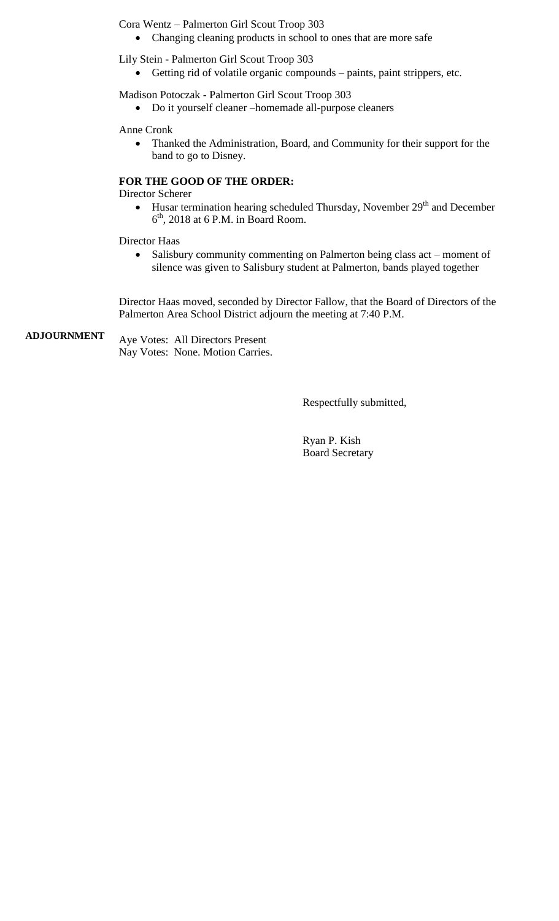Cora Wentz – Palmerton Girl Scout Troop 303

- Changing cleaning products in school to ones that are more safe

Lily Stein - Palmerton Girl Scout Troop 303

- Getting rid of volatile organic compounds – paints, paint strippers, etc.

Madison Potoczak - Palmerton Girl Scout Troop 303

- Do it yourself cleaner –homemade all-purpose cleaners

Anne Cronk

- Thanked the Administration, Board, and Community for their support for the band to go to Disney.

**FOR THE GOOD OF THE ORDER:**

Director Scherer

- Husar termination hearing scheduled Thursday, November 29th and December 6th, 2018 at 6 P.M. in Board Room.

Director Haas

- Salisbury community commenting on Palmerton being class act – moment of silence was given to Salisbury student at Palmerton, bands played together

Director Haas moved, seconded by Director Fallow, that the Board of Directors of the Palmerton Area School District adjourn the meeting at 7:40 P.M.

**ADJOURNMENT**

Aye Votes: All Directors Present
Nay Votes: None. Motion Carries.

Respectfully submitted,

Ryan P. Kish
Board Secretary